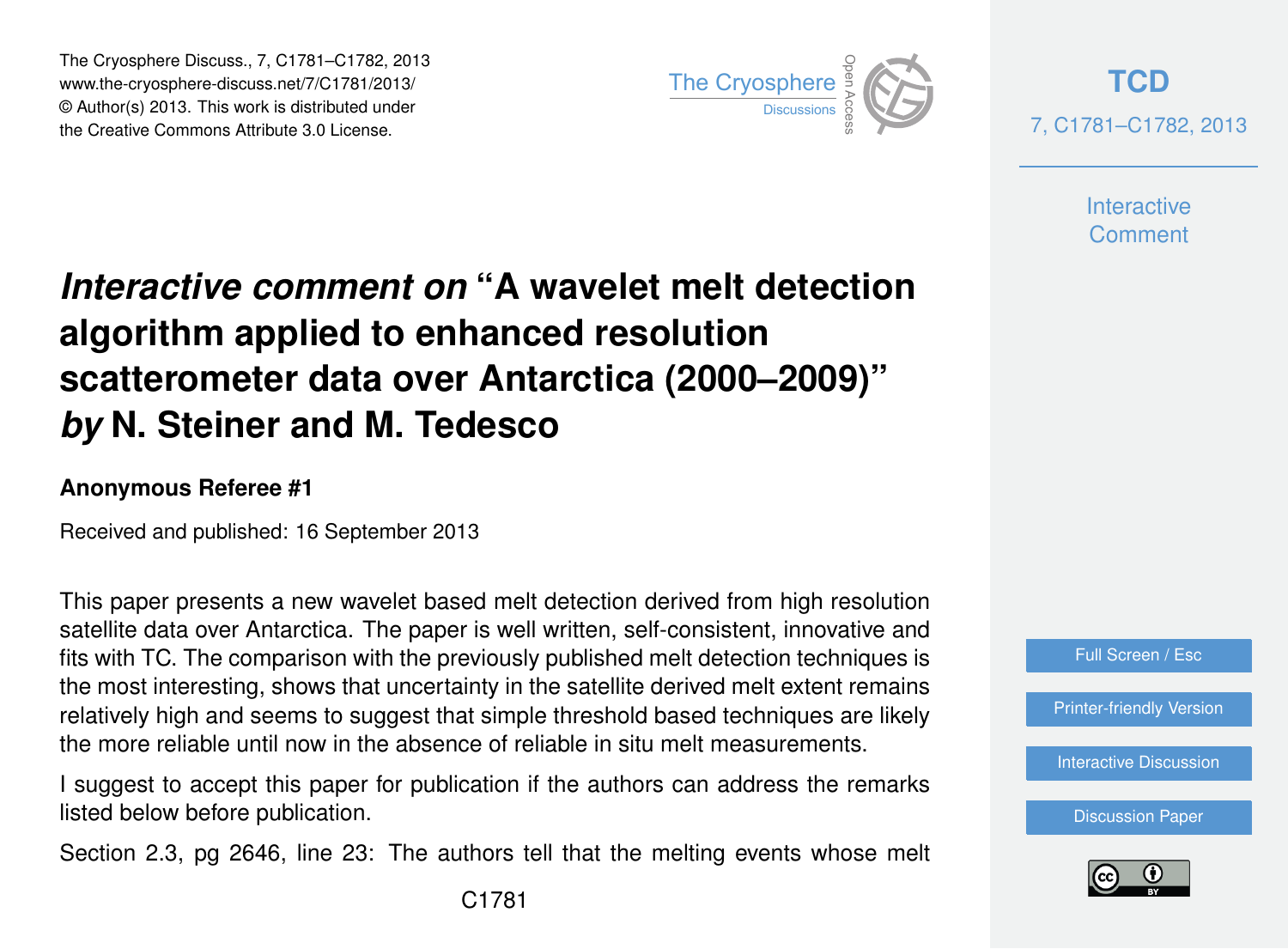# *Interactive comment on* "A wavelet melt detection algorithm applied to enhanced resolution scatterometer data over Antarctica (2000–2009)" *by* N. Steiner and M. Tedesco

**Anonymous Referee #1**

Received and published: 16 September 2013

This paper presents a new wavelet based melt detection derived from high resolution satellite data over Antarctica. The paper is well written, self-consistent, innovative and fits with TC. The comparison with the previously published melt detection techniques is the most interesting, shows that uncertainty in the satellite derived melt extent remains relatively high and seems to suggest that simple threshold based techniques are likely the more reliable until now in the absence of reliable in situ melt measurements.

I suggest to accept this paper for publication if the authors can address the remarks listed below before publication.

Section 2.3, pg 2646, line 23: The authors tell that the melting events whose melt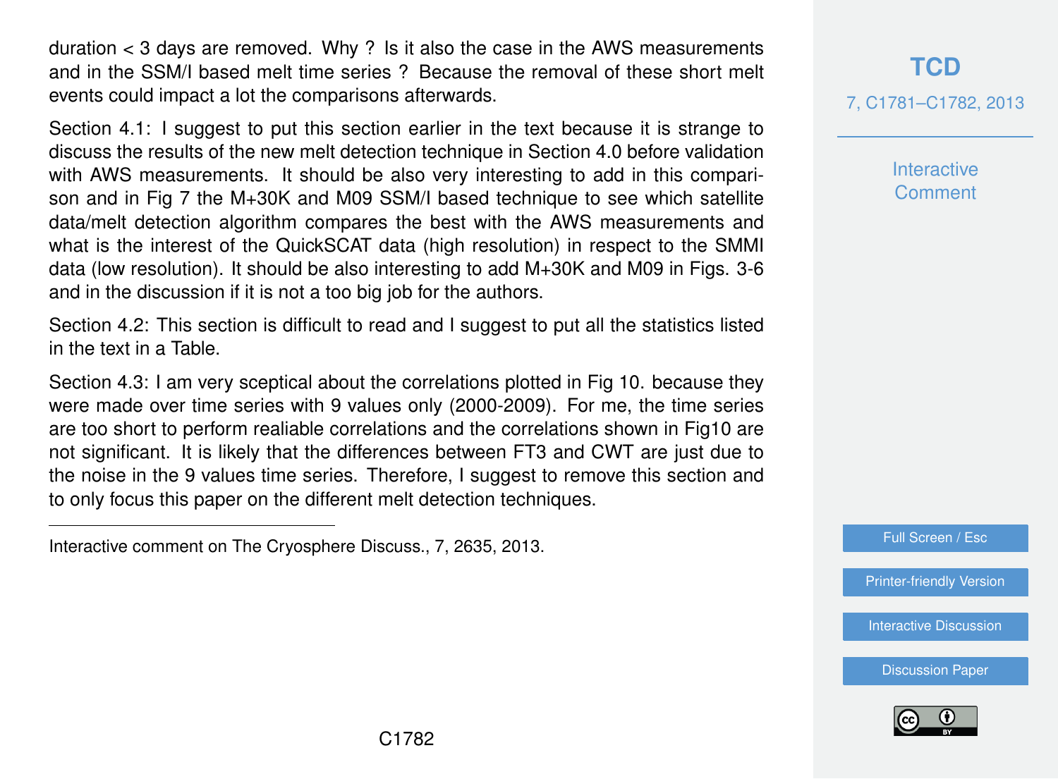duration < 3 days are removed. Why ? Is it also the case in the AWS measurements and in the SSM/I based melt time series ? Because the removal of these short melt events could impact a lot the comparisons afterwards.

Section 4.1: I suggest to put this section earlier in the text because it is strange to discuss the results of the new melt detection technique in Section 4.0 before validation with AWS measurements. It should be also very interesting to add in this comparison and in Fig 7 the M+30K and M09 SSM/I based technique to see which satellite data/melt detection algorithm compares the best with the AWS measurements and what is the interest of the QuickSCAT data (high resolution) in respect to the SMMI data (low resolution). It should be also interesting to add M+30K and M09 in Figs. 3-6 and in the discussion if it is not a too big job for the authors.

Section 4.2: This section is difficult to read and I suggest to put all the statistics listed in the text in a Table.

Section 4.3: I am very sceptical about the correlations plotted in Fig 10. because they were made over time series with 9 values only (2000-2009). For me, the time series are too short to perform realiable correlations and the correlations shown in Fig10 are not significant. It is likely that the differences between FT3 and CWT are just due to the noise in the 9 values time series. Therefore, I suggest to remove this section and to only focus this paper on the different melt detection techniques.

---

Interactive comment on The Cryosphere Discuss., 7, 2635, 2013.